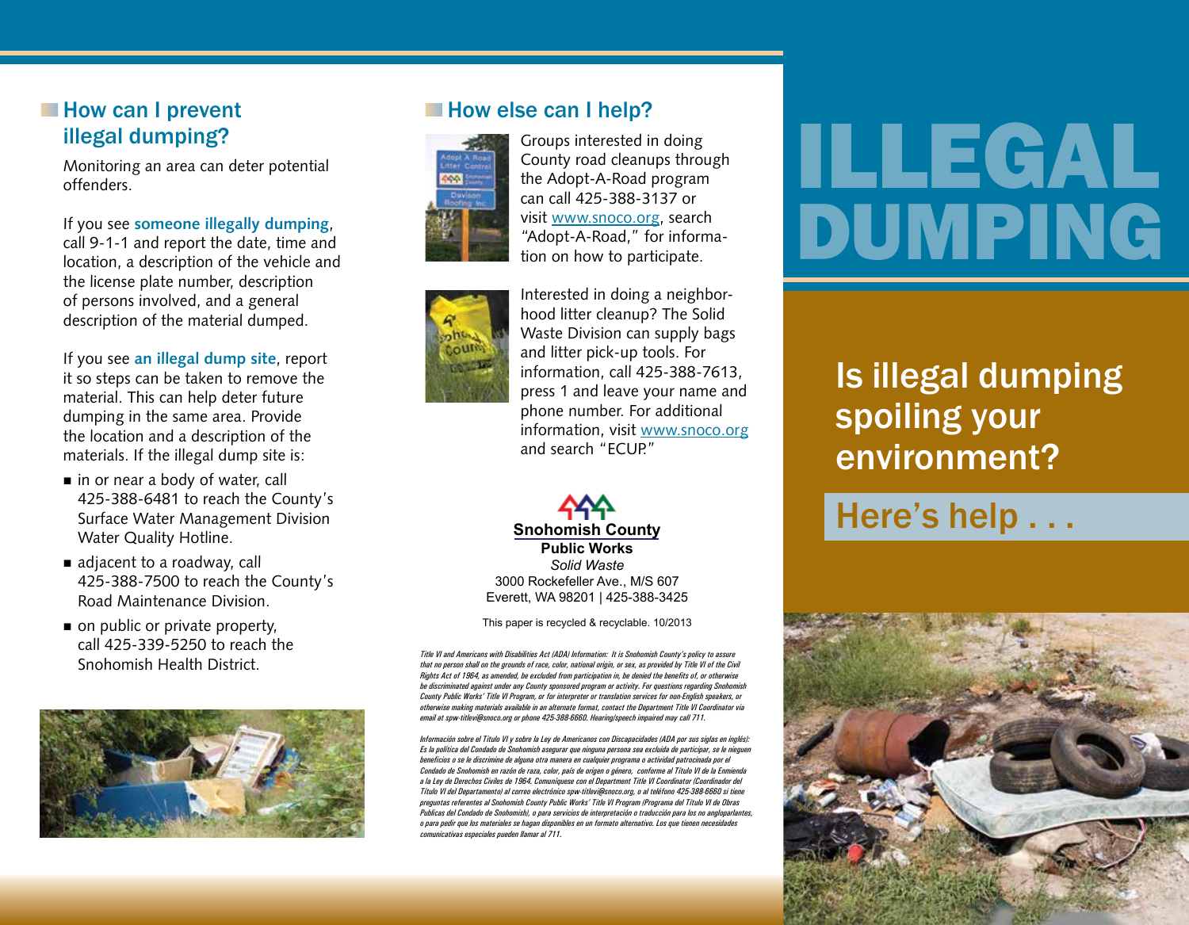# ILLEGAL DUMPING

## Is illegal dumping spoiling your environment?

## Here's help . . .

## How can I prevent illegal dumping?

Monitoring an area can deter potential offenders.

If you see **someone illegally dumping**, call 9-1-1 and report the date, time and location, a description of the vehicle and the license plate number, description of persons involved, and a general description of the material dumped.

If you see **an illegal dump site**, report it so steps can be taken to remove the material. This can help deter future dumping in the same area. Provide the location and a description of the materials. If the illegal dump site is:

- in or near a body of water, call 425-388-6481 to reach the County's Surface Water Management Division Water Quality Hotline.
- adjacent to a roadway, call 425-388-7500 to reach the County's Road Maintenance Division.
- on public or private property, call 425-339-5250 to reach the Snohomish Health District.

## How else can I help?

Groups interested in doing County road cleanups through the Adopt-A-Road program can call 425-388-3137 or visit www.snoco.org, search "Adopt-A-Road," for information on how to participate.

Interested in doing a neighborhood litter cleanup? The Solid Waste Division can supply bags and litter pick-up tools. For information, call 425-388-7613, press 1 and leave your name and phone number. For additional information, visit www.snoco.org and search "ECUP."

**Snohomish County**
**Public Works**
*Solid Waste*
3000 Rockefeller Ave., M/S 607
Everett, WA 98201 | 425-388-3425

This paper is recycled & recyclable. 10/2013

*Title VI and Americans with Disabilities Act (ADA) Information: It is Snohomish County's policy to assure that no person shall on the grounds of race, color, national origin, or sex, as provided by Title VI of the Civil Rights Act of 1964, as amended, be excluded from participation in, be denied the benefits of, or otherwise be discriminated against under any County sponsored program or activity. For questions regarding Snohomish County Public Works' Title VI Program, or for interpreter or translation services for non-English speakers, or otherwise making materials available in an alternate format, contact the Department Title VI Coordinator via email at spw-titlevi@snoco.org or phone 425-388-6660. Hearing/speech impaired may call 711.*

*Información sobre el Título VI y sobre la Ley de Americanos con Discapacidades (ADA por sus siglas en inglés): Es la política del Condado de Snohomish asegurar que ninguna persona sea excluida de participar, se le nieguen beneficios o se le discrimine de alguna otra manera en cualquier programa o actividad patrocinada por el Condado de Snohomish en razón de raza, color, país de origen o género, conforme al Título VI de la Enmienda a la Ley de Derechos Civiles de 1964. Comuníquese con el Department Title VI Coordinator (Coordinador del Título VI del Departamento) al correo electrónico spw-titlevi@snoco.org, o al teléfono 425-388-6660 si tiene preguntas referentes al Snohomish County Public Works' Title VI Program (Programa del Título VI de Obras Publicas del Condado de Snohomish), o para servicios de interpretación o traducción para los no angloparlantes, o para pedir que los materiales se hagan disponibles en un formato alternativo. Los que tienen necesidades comunicativas especiales pueden llamar al 711.*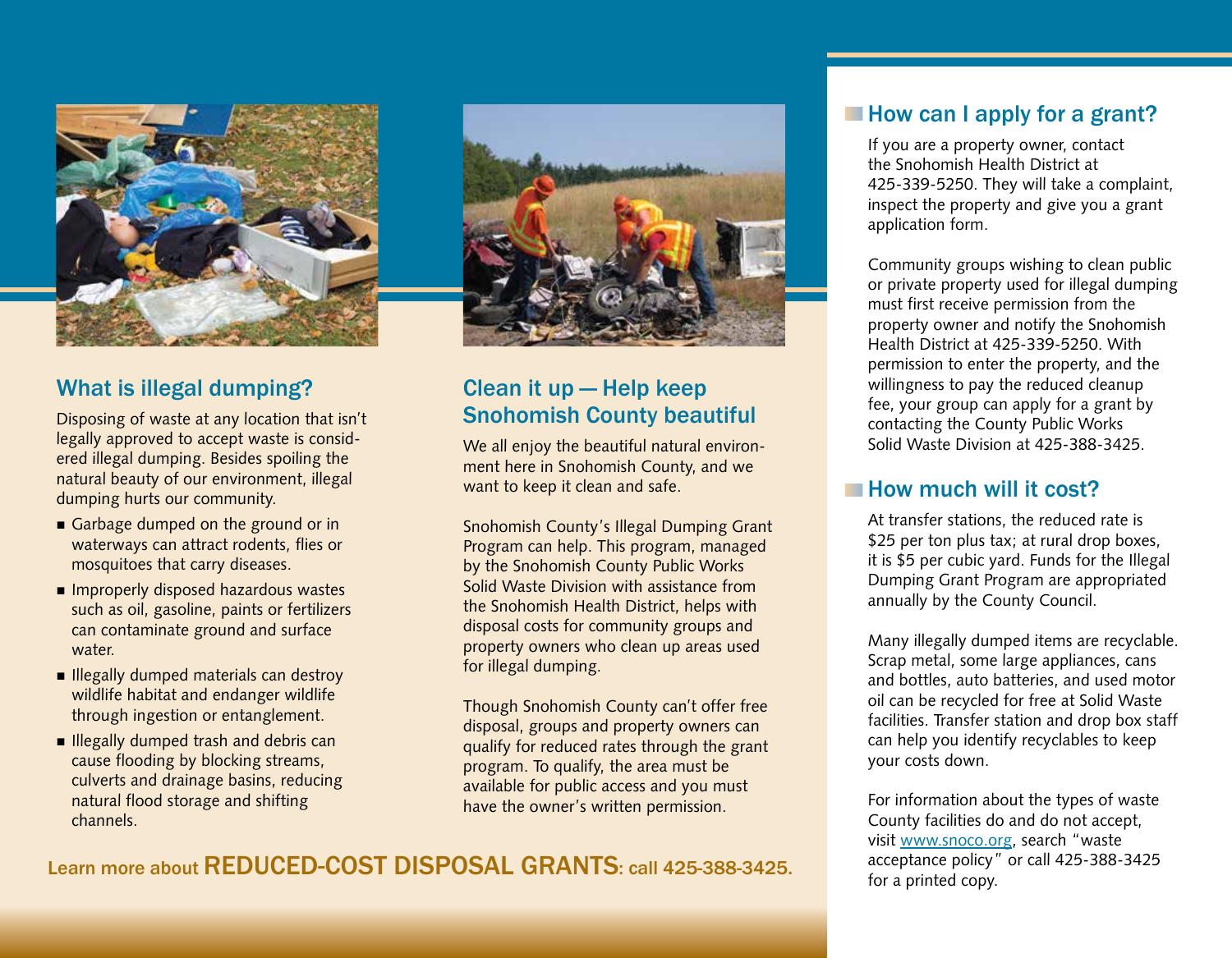## What is illegal dumping?

Disposing of waste at any location that isn't legally approved to accept waste is considered illegal dumping. Besides spoiling the natural beauty of our environment, illegal dumping hurts our community.

- Garbage dumped on the ground or in waterways can attract rodents, flies or mosquitoes that carry diseases.
- Improperly disposed hazardous wastes such as oil, gasoline, paints or fertilizers can contaminate ground and surface water.
- Illegally dumped materials can destroy wildlife habitat and endanger wildlife through ingestion or entanglement.
- Illegally dumped trash and debris can cause flooding by blocking streams, culverts and drainage basins, reducing natural flood storage and shifting channels.

## Clean it up — Help keep Snohomish County beautiful

We all enjoy the beautiful natural environment here in Snohomish County, and we want to keep it clean and safe.

Snohomish County's Illegal Dumping Grant Program can help. This program, managed by the Snohomish County Public Works Solid Waste Division with assistance from the Snohomish Health District, helps with disposal costs for community groups and property owners who clean up areas used for illegal dumping.

Though Snohomish County can't offer free disposal, groups and property owners can qualify for reduced rates through the grant program. To qualify, the area must be available for public access and you must have the owner's written permission.

**Learn more about REDUCED-COST DISPOSAL GRANTS: call 425-388-3425.**

## How can I apply for a grant?

If you are a property owner, contact the Snohomish Health District at 425-339-5250. They will take a complaint, inspect the property and give you a grant application form.

Community groups wishing to clean public or private property used for illegal dumping must first receive permission from the property owner and notify the Snohomish Health District at 425-339-5250. With permission to enter the property, and the willingness to pay the reduced cleanup fee, your group can apply for a grant by contacting the County Public Works Solid Waste Division at 425-388-3425.

## How much will it cost?

At transfer stations, the reduced rate is $25 per ton plus tax; at rural drop boxes, it is $5 per cubic yard. Funds for the Illegal Dumping Grant Program are appropriated annually by the County Council.

Many illegally dumped items are recyclable. Scrap metal, some large appliances, cans and bottles, auto batteries, and used motor oil can be recycled for free at Solid Waste facilities. Transfer station and drop box staff can help you identify recyclables to keep your costs down.

For information about the types of waste County facilities do and do not accept, visit www.snoco.org, search "waste acceptance policy" or call 425-388-3425 for a printed copy.